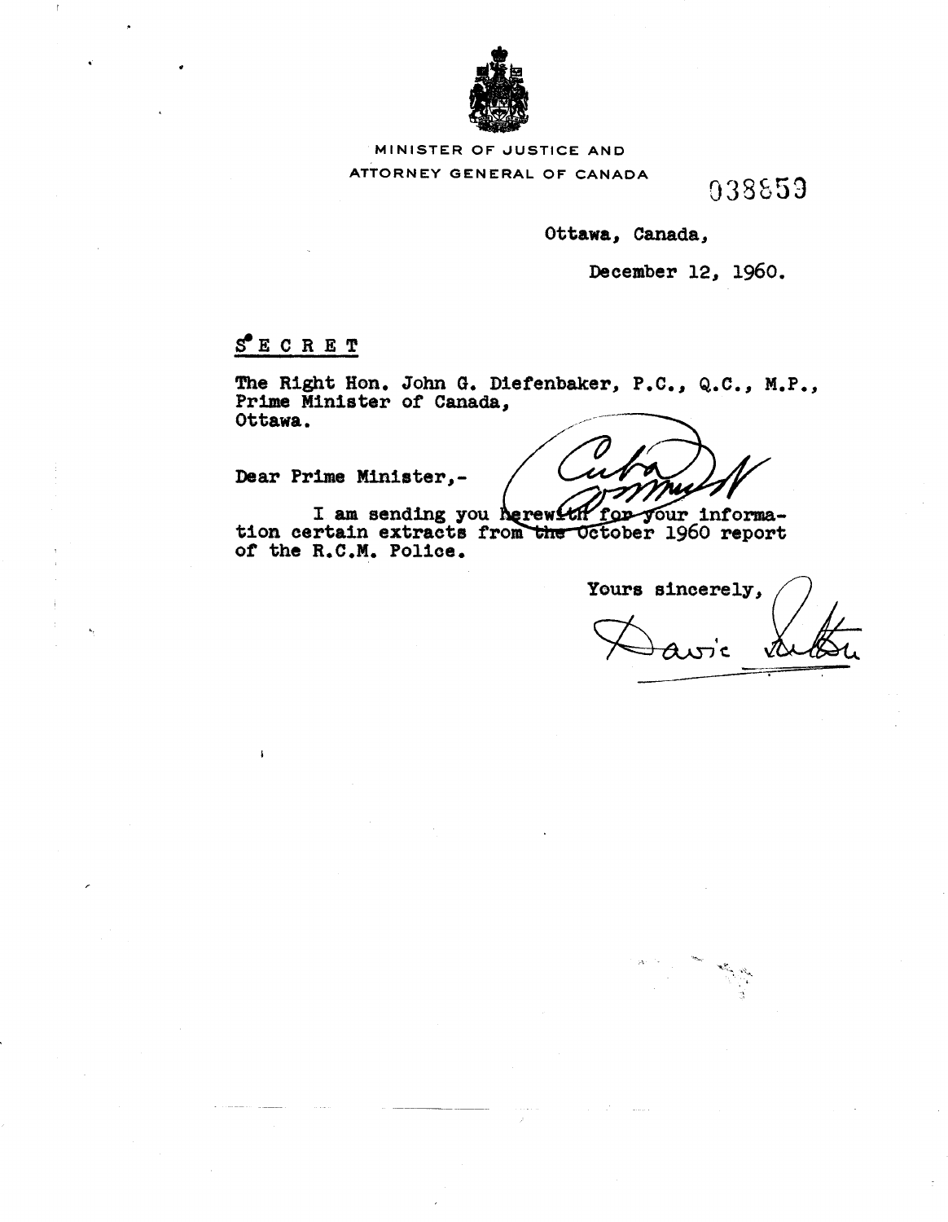MINISTER OF JUSTICE AND
ATTORNEY GENERAL OF CANADA

038859

Ottawa, Canada,

December 12, 1960.

S E C R E T

The Right Hon. John G. Diefenbaker, P.C., Q.C., M.P.,
Prime Minister of Canada,
Ottawa.

Dear Prime Minister,-

I am sending you herewith for your information certain extracts from the October 1960 report of the R.C.M. Police.

Yours sincerely,

Davie Fulton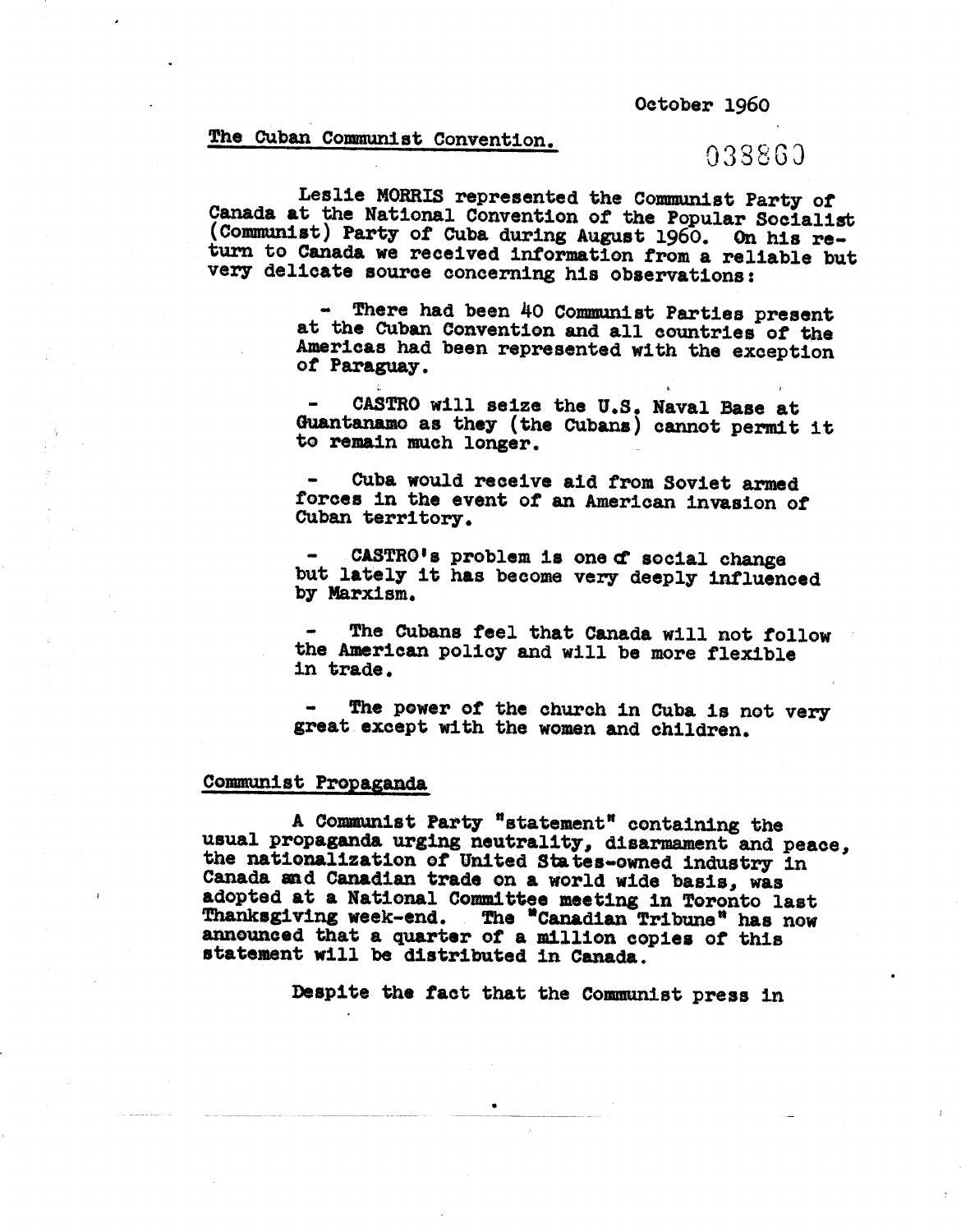October 1960

The Cuban Communist Convention.

038860

Leslie MORRIS represented the Communist Party of Canada at the National Convention of the Popular Socialist (Communist) Party of Cuba during August 1960. On his return to Canada we received information from a reliable but very delicate source concerning his observations:

- There had been 40 Communist Parties present at the Cuban Convention and all countries of the Americas had been represented with the exception of Paraguay.

- CASTRO will seize the U.S. Naval Base at Guantanamo as they (the Cubans) cannot permit it to remain much longer.

- Cuba would receive aid from Soviet armed forces in the event of an American invasion of Cuban territory.

- CASTRO's problem is one of social change but lately it has become very deeply influenced by Marxism.

- The Cubans feel that Canada will not follow the American policy and will be more flexible in trade.

- The power of the church in Cuba is not very great except with the women and children.

Communist Propaganda

A Communist Party "statement" containing the usual propaganda urging neutrality, disarmament and peace, the nationalization of United States-owned industry in Canada and Canadian trade on a world wide basis, was adopted at a National Committee meeting in Toronto last Thanksgiving week-end. The "Canadian Tribune" has now announced that a quarter of a million copies of this statement will be distributed in Canada.

Despite the fact that the Communist press in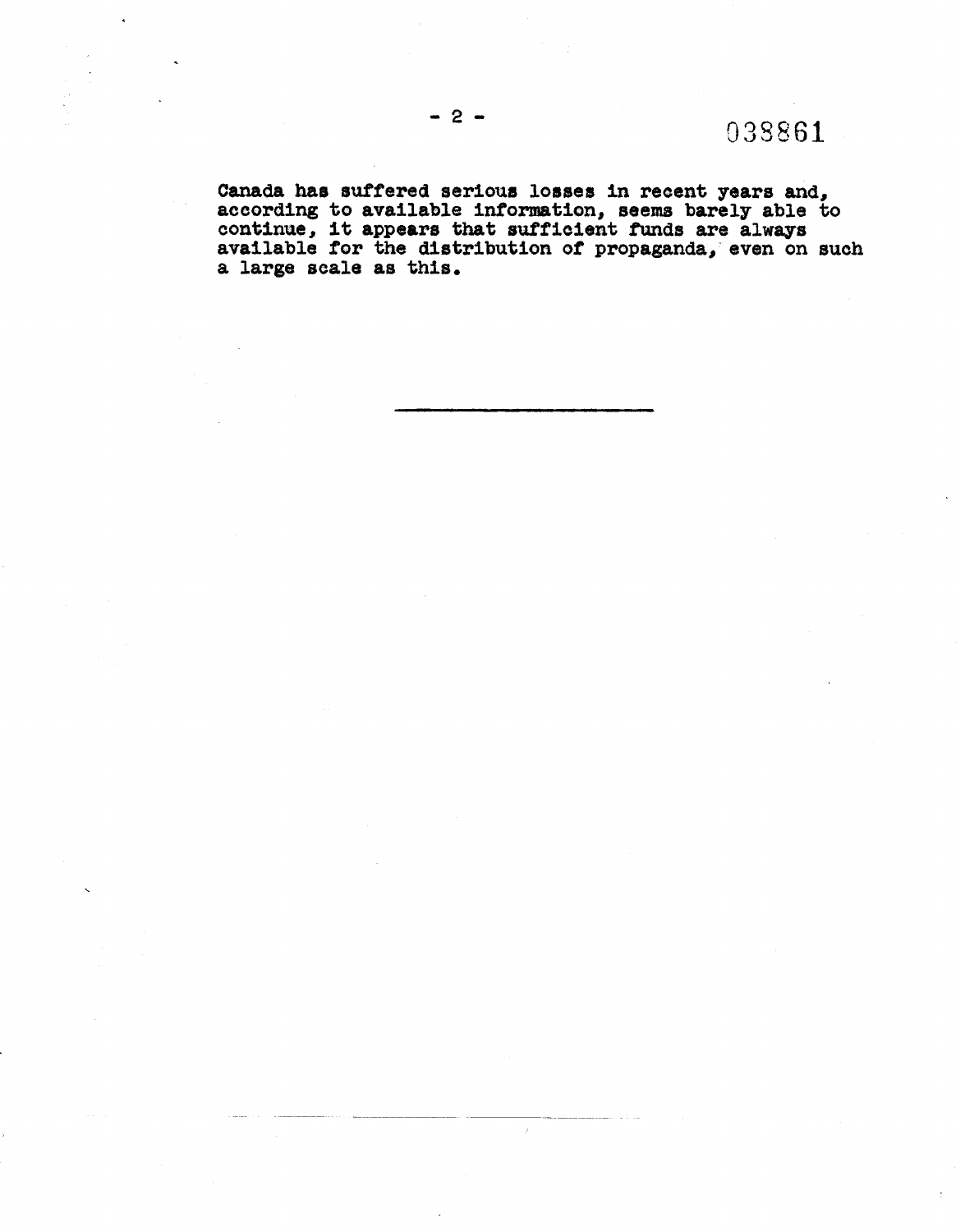Canada has suffered serious losses in recent years and, according to available information, seems barely able to continue, it appears that sufficient funds are always available for the distribution of propaganda, even on such a large scale as this.

---